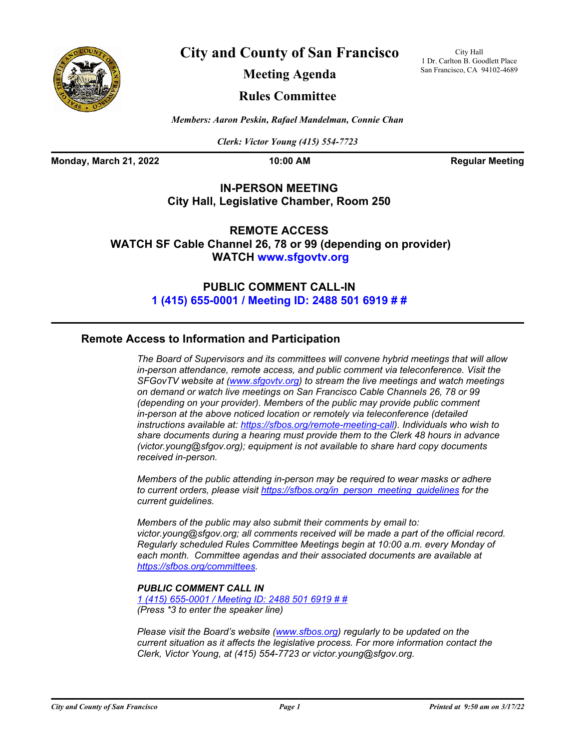# City and County of San Francisco

## Meeting Agenda

## Rules Committee

City Hall
1 Dr. Carlton B. Goodlett Place
San Francisco, CA 94102-4689

*Members: Aaron Peskin, Rafael Mandelman, Connie Chan*

*Clerk: Victor Young (415) 554-7723*

**Monday, March 21, 2022** | **10:00 AM** | **Regular Meeting**

**IN-PERSON MEETING**
**City Hall, Legislative Chamber, Room 250**

**REMOTE ACCESS**
**WATCH SF Cable Channel 26, 78 or 99 (depending on provider)**
**WATCH www.sfgovtv.org**

**PUBLIC COMMENT CALL-IN**
**1 (415) 655-0001 / Meeting ID: 2488 501 6919 # #**

## Remote Access to Information and Participation

*The Board of Supervisors and its committees will convene hybrid meetings that will allow in-person attendance, remote access, and public comment via teleconference. Visit the SFGovTV website at (www.sfgovtv.org) to stream the live meetings and watch meetings on demand or watch live meetings on San Francisco Cable Channels 26, 78 or 99 (depending on your provider). Members of the public may provide public comment in-person at the above noticed location or remotely via teleconference (detailed instructions available at: https://sfbos.org/remote-meeting-call). Individuals who wish to share documents during a hearing must provide them to the Clerk 48 hours in advance (victor.young@sfgov.org); equipment is not available to share hard copy documents received in-person.*

*Members of the public attending in-person may be required to wear masks or adhere to current orders, please visit https://sfbos.org/in_person_meeting_guidelines for the current guidelines.*

*Members of the public may also submit their comments by email to: victor.young@sfgov.org; all comments received will be made a part of the official record. Regularly scheduled Rules Committee Meetings begin at 10:00 a.m. every Monday of each month. Committee agendas and their associated documents are available at https://sfbos.org/committees.*

***PUBLIC COMMENT CALL IN***
*1 (415) 655-0001 / Meeting ID: 2488 501 6919 # #*
*(Press \*3 to enter the speaker line)*

*Please visit the Board's website (www.sfbos.org) regularly to be updated on the current situation as it affects the legislative process. For more information contact the Clerk, Victor Young, at (415) 554-7723 or victor.young@sfgov.org.*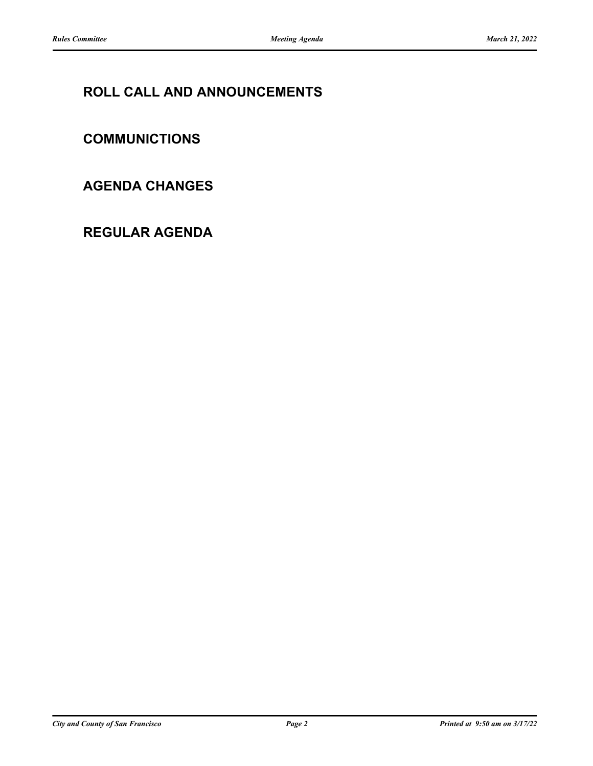## ROLL CALL AND ANNOUNCEMENTS

## COMMUNICTIONS

## AGENDA CHANGES

## REGULAR AGENDA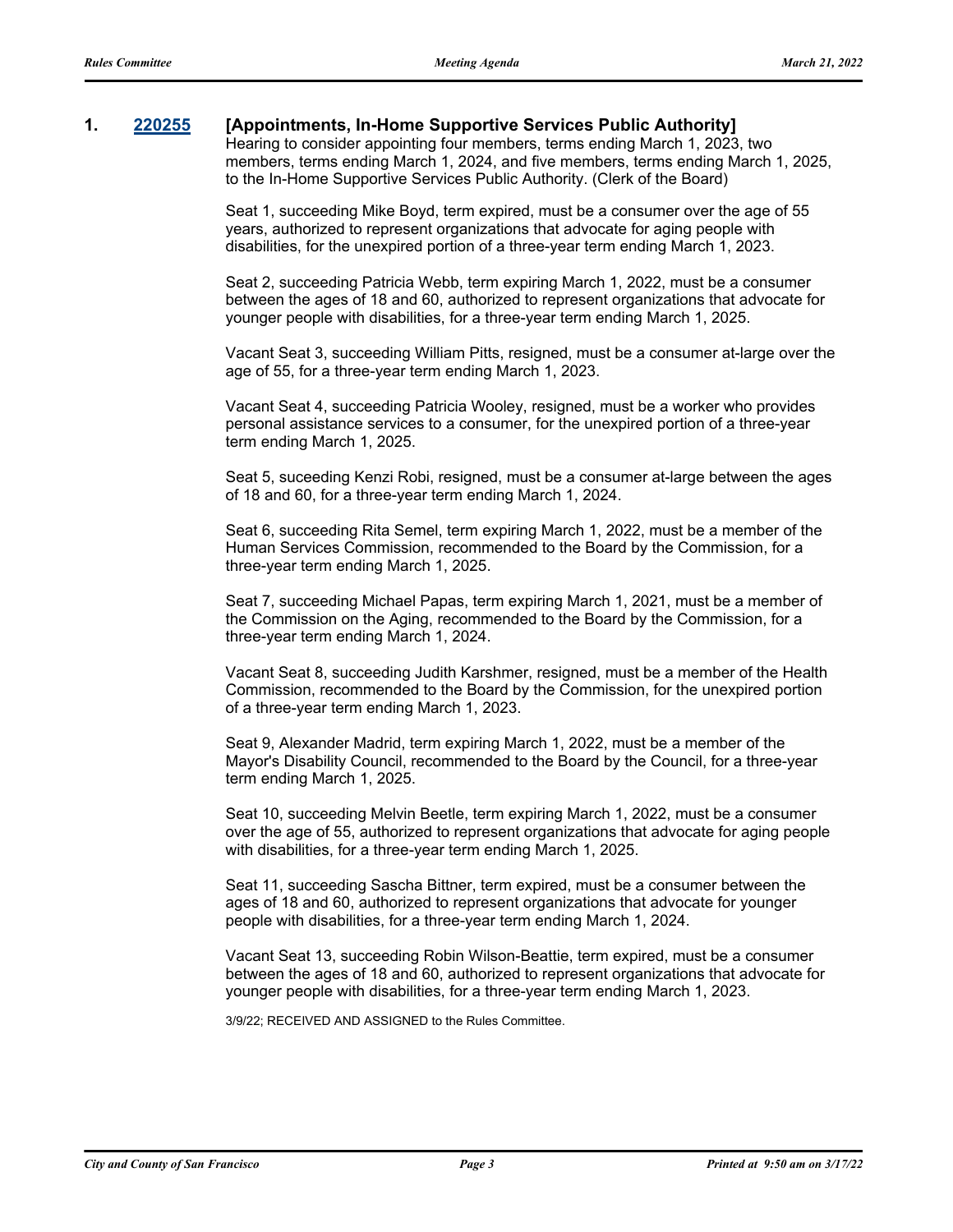**1. 220255 [Appointments, In-Home Supportive Services Public Authority]**

Hearing to consider appointing four members, terms ending March 1, 2023, two members, terms ending March 1, 2024, and five members, terms ending March 1, 2025, to the In-Home Supportive Services Public Authority. (Clerk of the Board)

Seat 1, succeeding Mike Boyd, term expired, must be a consumer over the age of 55 years, authorized to represent organizations that advocate for aging people with disabilities, for the unexpired portion of a three-year term ending March 1, 2023.

Seat 2, succeeding Patricia Webb, term expiring March 1, 2022, must be a consumer between the ages of 18 and 60, authorized to represent organizations that advocate for younger people with disabilities, for a three-year term ending March 1, 2025.

Vacant Seat 3, succeeding William Pitts, resigned, must be a consumer at-large over the age of 55, for a three-year term ending March 1, 2023.

Vacant Seat 4, succeeding Patricia Wooley, resigned, must be a worker who provides personal assistance services to a consumer, for the unexpired portion of a three-year term ending March 1, 2025.

Seat 5, suceeding Kenzi Robi, resigned, must be a consumer at-large between the ages of 18 and 60, for a three-year term ending March 1, 2024.

Seat 6, succeeding Rita Semel, term expiring March 1, 2022, must be a member of the Human Services Commission, recommended to the Board by the Commission, for a three-year term ending March 1, 2025.

Seat 7, succeeding Michael Papas, term expiring March 1, 2021, must be a member of the Commission on the Aging, recommended to the Board by the Commission, for a three-year term ending March 1, 2024.

Vacant Seat 8, succeeding Judith Karshmer, resigned, must be a member of the Health Commission, recommended to the Board by the Commission, for the unexpired portion of a three-year term ending March 1, 2023.

Seat 9, Alexander Madrid, term expiring March 1, 2022, must be a member of the Mayor's Disability Council, recommended to the Board by the Council, for a three-year term ending March 1, 2025.

Seat 10, succeeding Melvin Beetle, term expiring March 1, 2022, must be a consumer over the age of 55, authorized to represent organizations that advocate for aging people with disabilities, for a three-year term ending March 1, 2025.

Seat 11, succeeding Sascha Bittner, term expired, must be a consumer between the ages of 18 and 60, authorized to represent organizations that advocate for younger people with disabilities, for a three-year term ending March 1, 2024.

Vacant Seat 13, succeeding Robin Wilson-Beattie, term expired, must be a consumer between the ages of 18 and 60, authorized to represent organizations that advocate for younger people with disabilities, for a three-year term ending March 1, 2023.

3/9/22; RECEIVED AND ASSIGNED to the Rules Committee.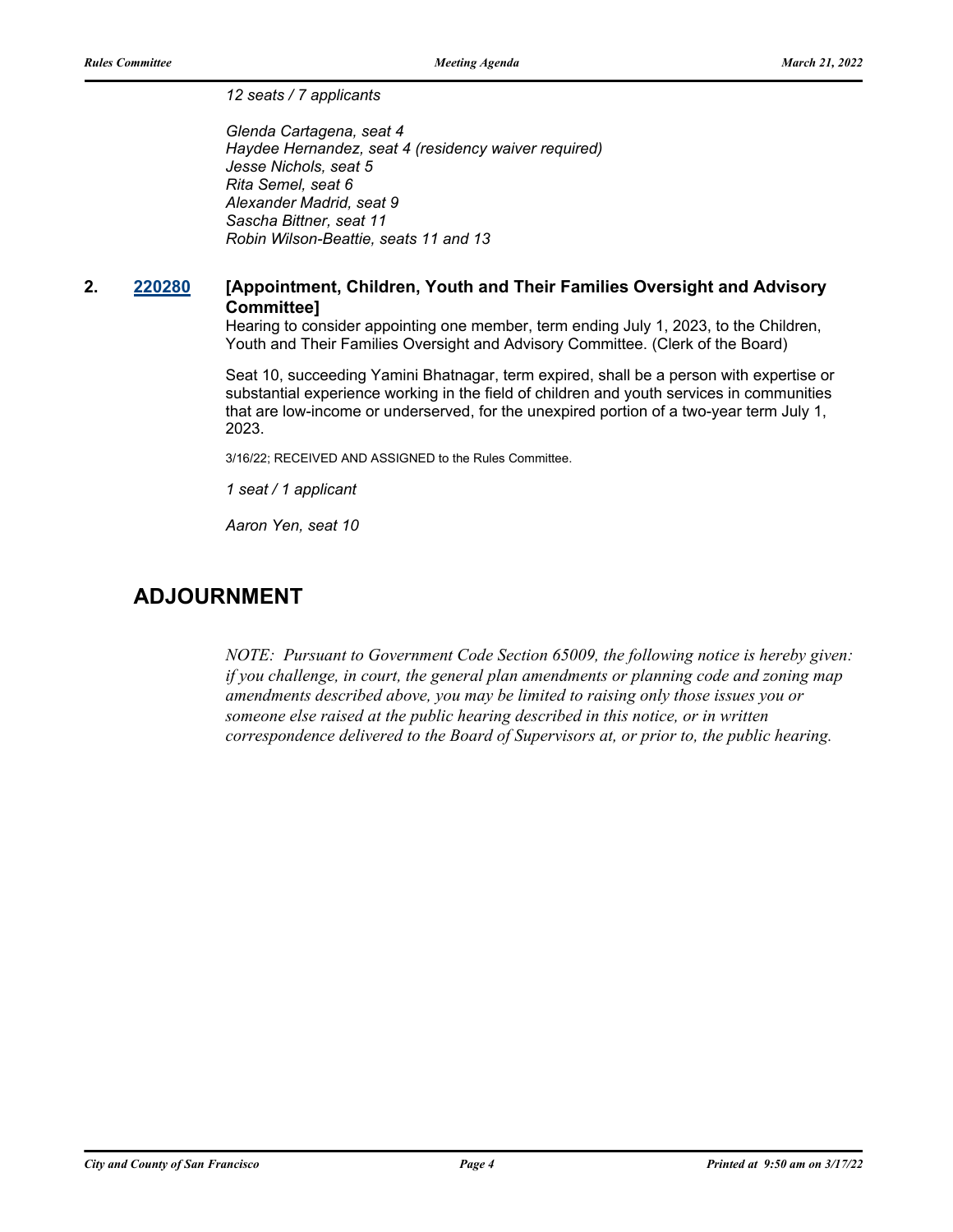*12 seats / 7 applicants*

*Glenda Cartagena, seat 4*
*Haydee Hernandez, seat 4 (residency waiver required)*
*Jesse Nichols, seat 5*
*Rita Semel, seat 6*
*Alexander Madrid, seat 9*
*Sascha Bittner, seat 11*
*Robin Wilson-Beattie, seats 11 and 13*

**2.** **220280** **[Appointment, Children, Youth and Their Families Oversight and Advisory Committee]**

Hearing to consider appointing one member, term ending July 1, 2023, to the Children, Youth and Their Families Oversight and Advisory Committee. (Clerk of the Board)

Seat 10, succeeding Yamini Bhatnagar, term expired, shall be a person with expertise or substantial experience working in the field of children and youth services in communities that are low-income or underserved, for the unexpired portion of a two-year term July 1, 2023.

3/16/22; RECEIVED AND ASSIGNED to the Rules Committee.

*1 seat / 1 applicant*

*Aaron Yen, seat 10*

## ADJOURNMENT

*NOTE: Pursuant to Government Code Section 65009, the following notice is hereby given: if you challenge, in court, the general plan amendments or planning code and zoning map amendments described above, you may be limited to raising only those issues you or someone else raised at the public hearing described in this notice, or in written correspondence delivered to the Board of Supervisors at, or prior to, the public hearing.*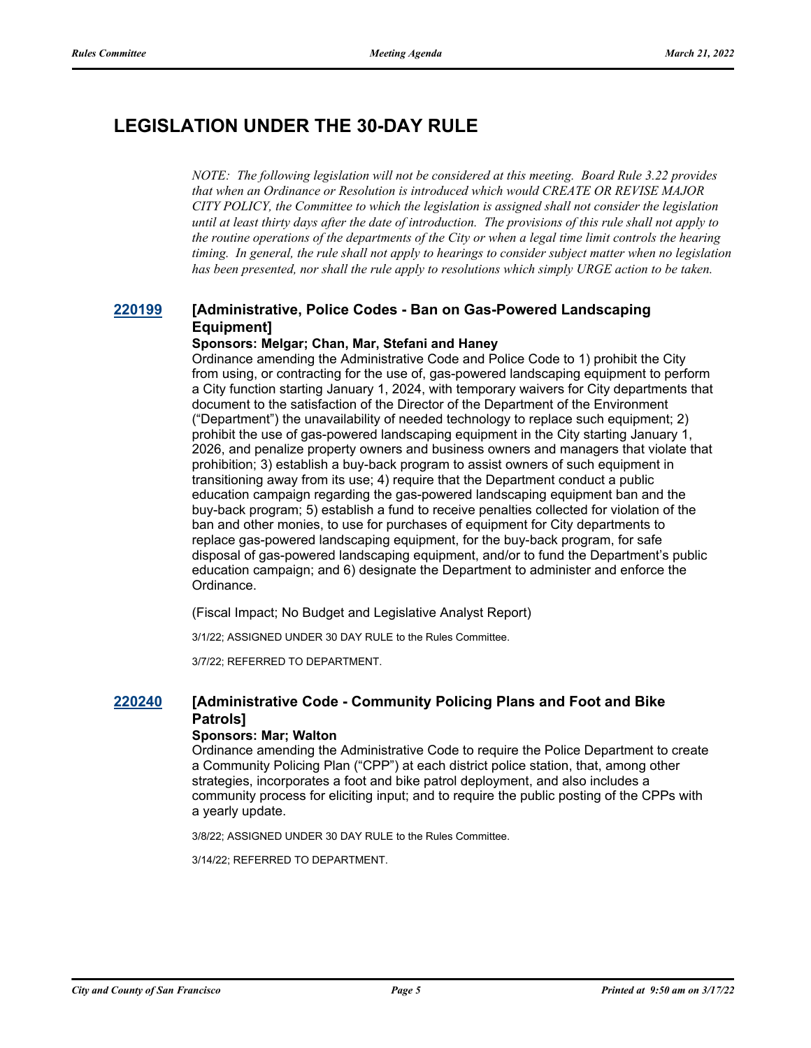## LEGISLATION UNDER THE 30-DAY RULE

*NOTE: The following legislation will not be considered at this meeting. Board Rule 3.22 provides that when an Ordinance or Resolution is introduced which would CREATE OR REVISE MAJOR CITY POLICY, the Committee to which the legislation is assigned shall not consider the legislation until at least thirty days after the date of introduction. The provisions of this rule shall not apply to the routine operations of the departments of the City or when a legal time limit controls the hearing timing. In general, the rule shall not apply to hearings to consider subject matter when no legislation has been presented, nor shall the rule apply to resolutions which simply URGE action to be taken.*

### 220199 [Administrative, Police Codes - Ban on Gas-Powered Landscaping Equipment]

**Sponsors: Melgar; Chan, Mar, Stefani and Haney**

Ordinance amending the Administrative Code and Police Code to 1) prohibit the City from using, or contracting for the use of, gas-powered landscaping equipment to perform a City function starting January 1, 2024, with temporary waivers for City departments that document to the satisfaction of the Director of the Department of the Environment ("Department") the unavailability of needed technology to replace such equipment; 2) prohibit the use of gas-powered landscaping equipment in the City starting January 1, 2026, and penalize property owners and business owners and managers that violate that prohibition; 3) establish a buy-back program to assist owners of such equipment in transitioning away from its use; 4) require that the Department conduct a public education campaign regarding the gas-powered landscaping equipment ban and the buy-back program; 5) establish a fund to receive penalties collected for violation of the ban and other monies, to use for purchases of equipment for City departments to replace gas-powered landscaping equipment, for the buy-back program, for safe disposal of gas-powered landscaping equipment, and/or to fund the Department's public education campaign; and 6) designate the Department to administer and enforce the Ordinance.

(Fiscal Impact; No Budget and Legislative Analyst Report)

3/1/22; ASSIGNED UNDER 30 DAY RULE to the Rules Committee.

3/7/22; REFERRED TO DEPARTMENT.

### 220240 [Administrative Code - Community Policing Plans and Foot and Bike Patrols]

**Sponsors: Mar; Walton**

Ordinance amending the Administrative Code to require the Police Department to create a Community Policing Plan ("CPP") at each district police station, that, among other strategies, incorporates a foot and bike patrol deployment, and also includes a community process for eliciting input; and to require the public posting of the CPPs with a yearly update.

3/8/22; ASSIGNED UNDER 30 DAY RULE to the Rules Committee.

3/14/22; REFERRED TO DEPARTMENT.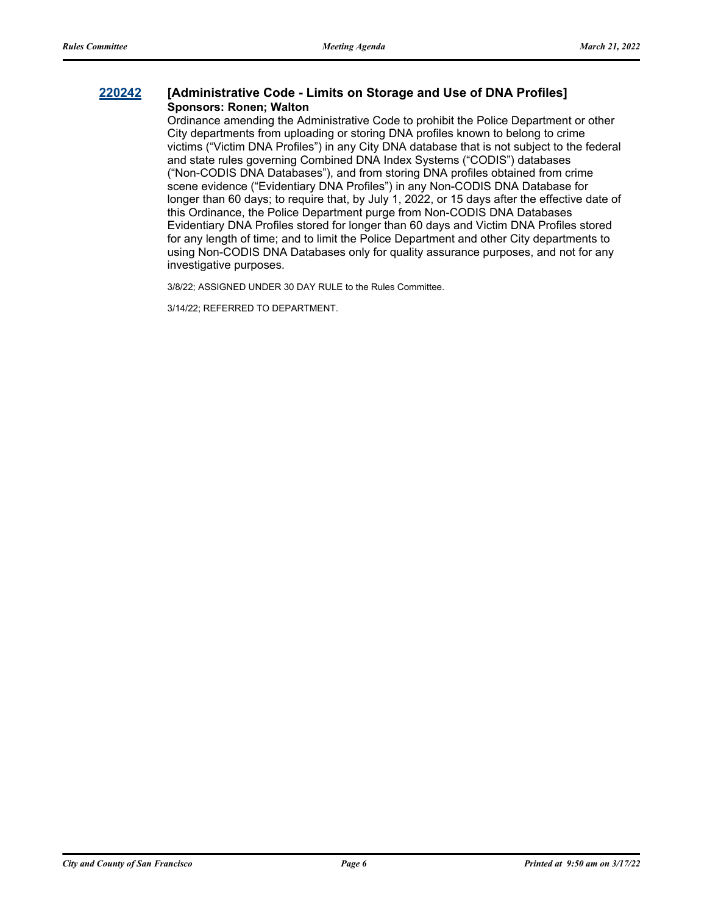**220242** **[Administrative Code - Limits on Storage and Use of DNA Profiles]**
**Sponsors: Ronen; Walton**

Ordinance amending the Administrative Code to prohibit the Police Department or other City departments from uploading or storing DNA profiles known to belong to crime victims (“Victim DNA Profiles”) in any City DNA database that is not subject to the federal and state rules governing Combined DNA Index Systems (“CODIS”) databases (“Non-CODIS DNA Databases”), and from storing DNA profiles obtained from crime scene evidence (“Evidentiary DNA Profiles”) in any Non-CODIS DNA Database for longer than 60 days; to require that, by July 1, 2022, or 15 days after the effective date of this Ordinance, the Police Department purge from Non-CODIS DNA Databases Evidentiary DNA Profiles stored for longer than 60 days and Victim DNA Profiles stored for any length of time; and to limit the Police Department and other City departments to using Non-CODIS DNA Databases only for quality assurance purposes, and not for any investigative purposes.

3/8/22; ASSIGNED UNDER 30 DAY RULE to the Rules Committee.

3/14/22; REFERRED TO DEPARTMENT.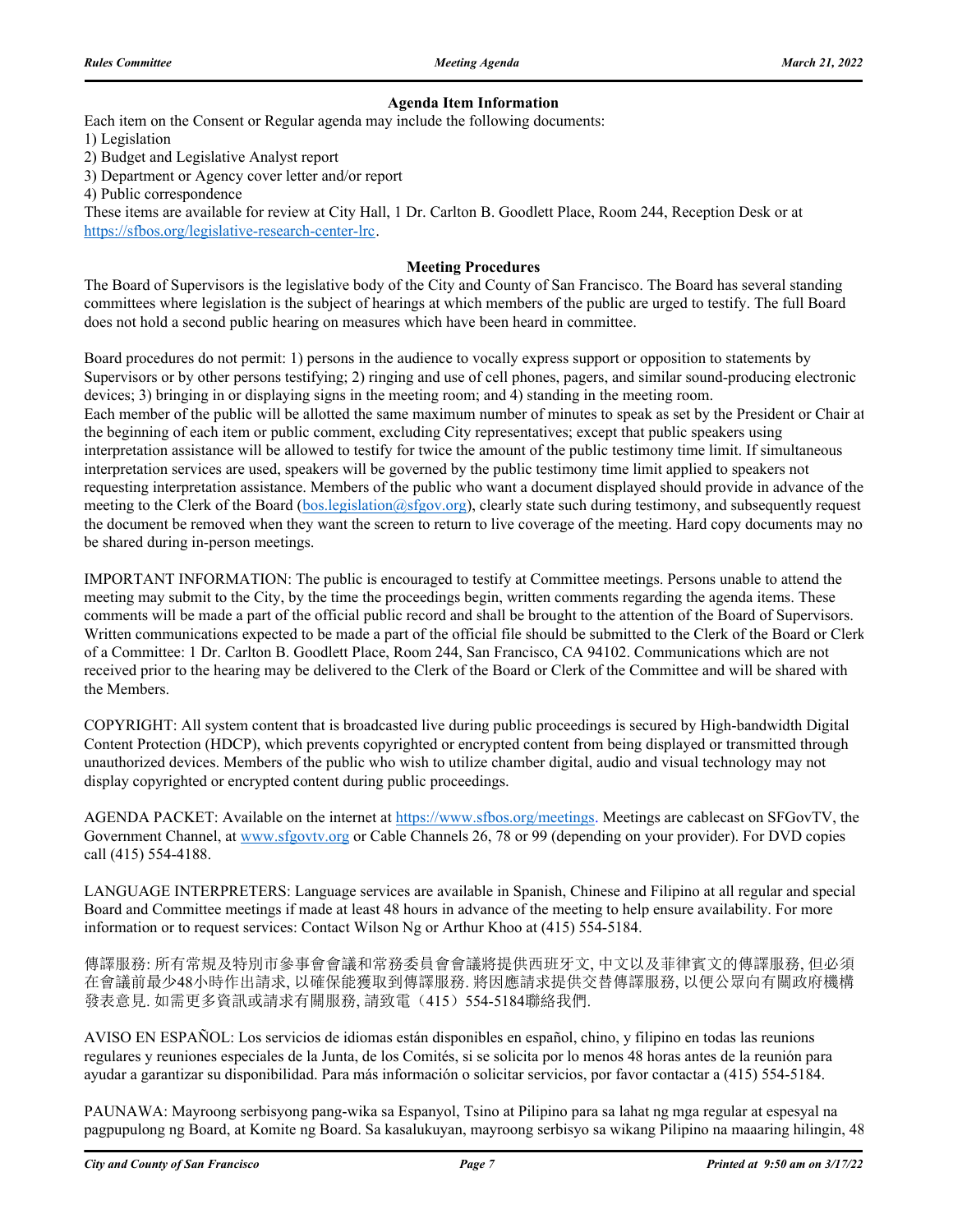**Agenda Item Information**

Each item on the Consent or Regular agenda may include the following documents:

1) Legislation
2) Budget and Legislative Analyst report
3) Department or Agency cover letter and/or report
4) Public correspondence

These items are available for review at City Hall, 1 Dr. Carlton B. Goodlett Place, Room 244, Reception Desk or at https://sfbos.org/legislative-research-center-lrc.

**Meeting Procedures**

The Board of Supervisors is the legislative body of the City and County of San Francisco. The Board has several standing committees where legislation is the subject of hearings at which members of the public are urged to testify. The full Board does not hold a second public hearing on measures which have been heard in committee.

Board procedures do not permit: 1) persons in the audience to vocally express support or opposition to statements by Supervisors or by other persons testifying; 2) ringing and use of cell phones, pagers, and similar sound-producing electronic devices; 3) bringing in or displaying signs in the meeting room; and 4) standing in the meeting room.
Each member of the public will be allotted the same maximum number of minutes to speak as set by the President or Chair at the beginning of each item or public comment, excluding City representatives; except that public speakers using interpretation assistance will be allowed to testify for twice the amount of the public testimony time limit. If simultaneous interpretation services are used, speakers will be governed by the public testimony time limit applied to speakers not requesting interpretation assistance. Members of the public who want a document displayed should provide in advance of the meeting to the Clerk of the Board (bos.legislation@sfgov.org), clearly state such during testimony, and subsequently request the document be removed when they want the screen to return to live coverage of the meeting. Hard copy documents may not be shared during in-person meetings.

IMPORTANT INFORMATION: The public is encouraged to testify at Committee meetings. Persons unable to attend the meeting may submit to the City, by the time the proceedings begin, written comments regarding the agenda items. These comments will be made a part of the official public record and shall be brought to the attention of the Board of Supervisors. Written communications expected to be made a part of the official file should be submitted to the Clerk of the Board or Clerk of a Committee: 1 Dr. Carlton B. Goodlett Place, Room 244, San Francisco, CA 94102. Communications which are not received prior to the hearing may be delivered to the Clerk of the Board or Clerk of the Committee and will be shared with the Members.

COPYRIGHT: All system content that is broadcasted live during public proceedings is secured by High-bandwidth Digital Content Protection (HDCP), which prevents copyrighted or encrypted content from being displayed or transmitted through unauthorized devices. Members of the public who wish to utilize chamber digital, audio and visual technology may not display copyrighted or encrypted content during public proceedings.

AGENDA PACKET: Available on the internet at https://www.sfbos.org/meetings. Meetings are cablecast on SFGovTV, the Government Channel, at www.sfgovtv.org or Cable Channels 26, 78 or 99 (depending on your provider). For DVD copies call (415) 554-4188.

LANGUAGE INTERPRETERS: Language services are available in Spanish, Chinese and Filipino at all regular and special Board and Committee meetings if made at least 48 hours in advance of the meeting to help ensure availability. For more information or to request services: Contact Wilson Ng or Arthur Khoo at (415) 554-5184.

傳譯服務: 所有常規及特別市參事會會議和常務委員會會議將提供西班牙文, 中文以及菲律賓文的傳譯服務, 但必須在會議前最少48小時作出請求, 以確保能獲取到傳譯服務. 將因應請求提供交替傳譯服務, 以便公眾向有關政府機構發表意見. 如需更多資訊或請求有關服務, 請致電（415）554-5184聯絡我們.

AVISO EN ESPAÑOL: Los servicios de idiomas están disponibles en español, chino, y filipino en todas las reunions regulares y reuniones especiales de la Junta, de los Comités, si se solicita por lo menos 48 horas antes de la reunión para ayudar a garantizar su disponibilidad. Para más información o solicitar servicios, por favor contactar a (415) 554-5184.

PAUNAWA: Mayroong serbisyong pang-wika sa Espanyol, Tsino at Pilipino para sa lahat ng mga regular at espesyal na pagpupulong ng Board, at Komite ng Board. Sa kasalukuyan, mayroong serbisyo sa wikang Pilipino na maaaring hilingin, 48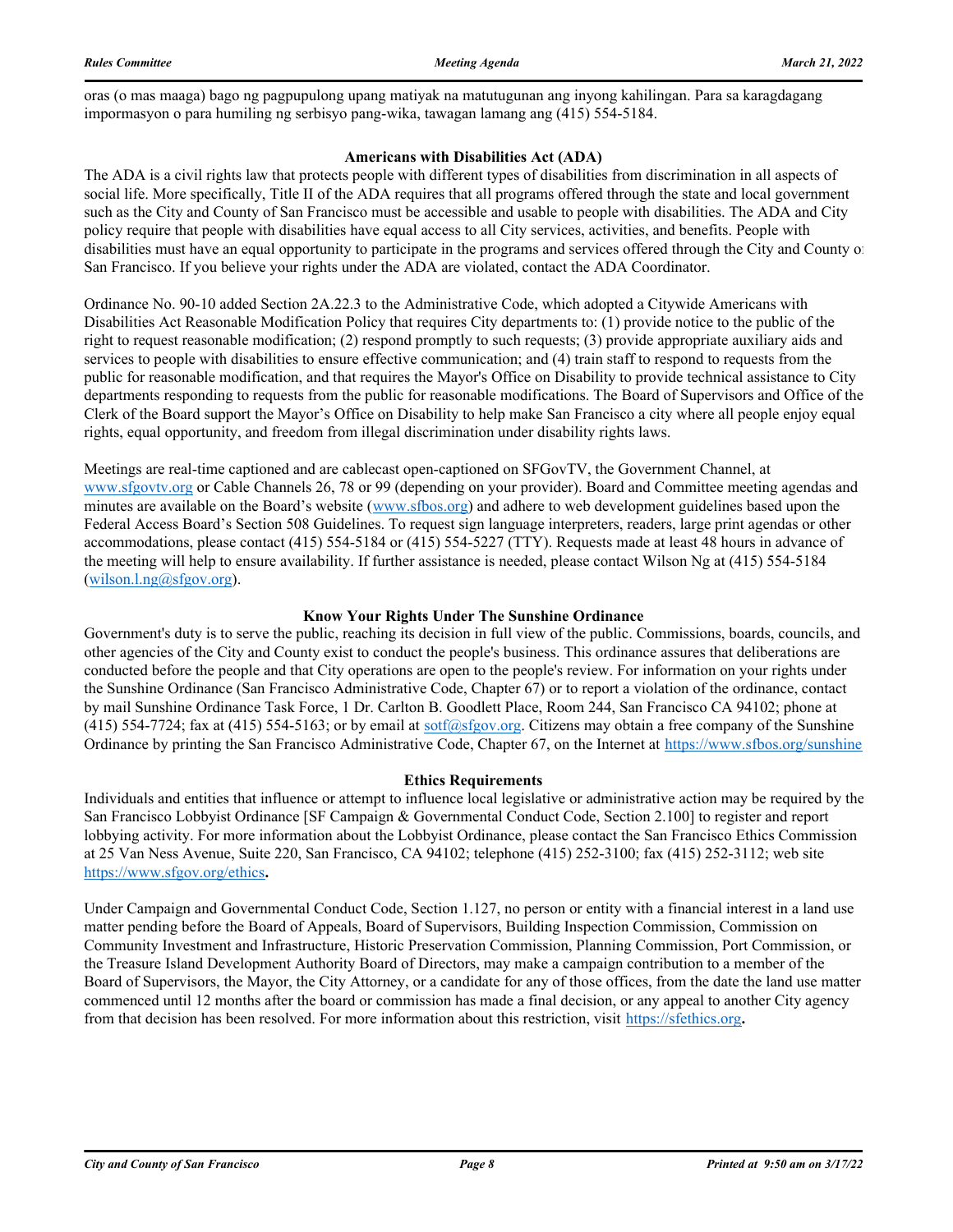oras (o mas maaga) bago ng pagpupulong upang matiyak na matutugunan ang inyong kahilingan. Para sa karagdagang impormasyon o para humiling ng serbisyo pang-wika, tawagan lamang ang (415) 554-5184.

**Americans with Disabilities Act (ADA)**

The ADA is a civil rights law that protects people with different types of disabilities from discrimination in all aspects of social life. More specifically, Title II of the ADA requires that all programs offered through the state and local government such as the City and County of San Francisco must be accessible and usable to people with disabilities. The ADA and City policy require that people with disabilities have equal access to all City services, activities, and benefits. People with disabilities must have an equal opportunity to participate in the programs and services offered through the City and County of San Francisco. If you believe your rights under the ADA are violated, contact the ADA Coordinator.

Ordinance No. 90-10 added Section 2A.22.3 to the Administrative Code, which adopted a Citywide Americans with Disabilities Act Reasonable Modification Policy that requires City departments to: (1) provide notice to the public of the right to request reasonable modification; (2) respond promptly to such requests; (3) provide appropriate auxiliary aids and services to people with disabilities to ensure effective communication; and (4) train staff to respond to requests from the public for reasonable modification, and that requires the Mayor's Office on Disability to provide technical assistance to City departments responding to requests from the public for reasonable modifications. The Board of Supervisors and Office of the Clerk of the Board support the Mayor's Office on Disability to help make San Francisco a city where all people enjoy equal rights, equal opportunity, and freedom from illegal discrimination under disability rights laws.

Meetings are real-time captioned and are cablecast open-captioned on SFGovTV, the Government Channel, at www.sfgovtv.org or Cable Channels 26, 78 or 99 (depending on your provider). Board and Committee meeting agendas and minutes are available on the Board's website (www.sfbos.org) and adhere to web development guidelines based upon the Federal Access Board's Section 508 Guidelines. To request sign language interpreters, readers, large print agendas or other accommodations, please contact (415) 554-5184 or (415) 554-5227 (TTY). Requests made at least 48 hours in advance of the meeting will help to ensure availability. If further assistance is needed, please contact Wilson Ng at (415) 554-5184 (wilson.l.ng@sfgov.org).

**Know Your Rights Under The Sunshine Ordinance**

Government's duty is to serve the public, reaching its decision in full view of the public. Commissions, boards, councils, and other agencies of the City and County exist to conduct the people's business. This ordinance assures that deliberations are conducted before the people and that City operations are open to the people's review. For information on your rights under the Sunshine Ordinance (San Francisco Administrative Code, Chapter 67) or to report a violation of the ordinance, contact by mail Sunshine Ordinance Task Force, 1 Dr. Carlton B. Goodlett Place, Room 244, San Francisco CA 94102; phone at (415) 554-7724; fax at (415) 554-5163; or by email at sotf@sfgov.org. Citizens may obtain a free company of the Sunshine Ordinance by printing the San Francisco Administrative Code, Chapter 67, on the Internet at https://www.sfbos.org/sunshine

**Ethics Requirements**

Individuals and entities that influence or attempt to influence local legislative or administrative action may be required by the San Francisco Lobbyist Ordinance [SF Campaign & Governmental Conduct Code, Section 2.100] to register and report lobbying activity. For more information about the Lobbyist Ordinance, please contact the San Francisco Ethics Commission at 25 Van Ness Avenue, Suite 220, San Francisco, CA 94102; telephone (415) 252-3100; fax (415) 252-3112; web site https://www.sfgov.org/ethics**.**

Under Campaign and Governmental Conduct Code, Section 1.127, no person or entity with a financial interest in a land use matter pending before the Board of Appeals, Board of Supervisors, Building Inspection Commission, Commission on Community Investment and Infrastructure, Historic Preservation Commission, Planning Commission, Port Commission, or the Treasure Island Development Authority Board of Directors, may make a campaign contribution to a member of the Board of Supervisors, the Mayor, the City Attorney, or a candidate for any of those offices, from the date the land use matter commenced until 12 months after the board or commission has made a final decision, or any appeal to another City agency from that decision has been resolved. For more information about this restriction, visit https://sfethics.org**.**